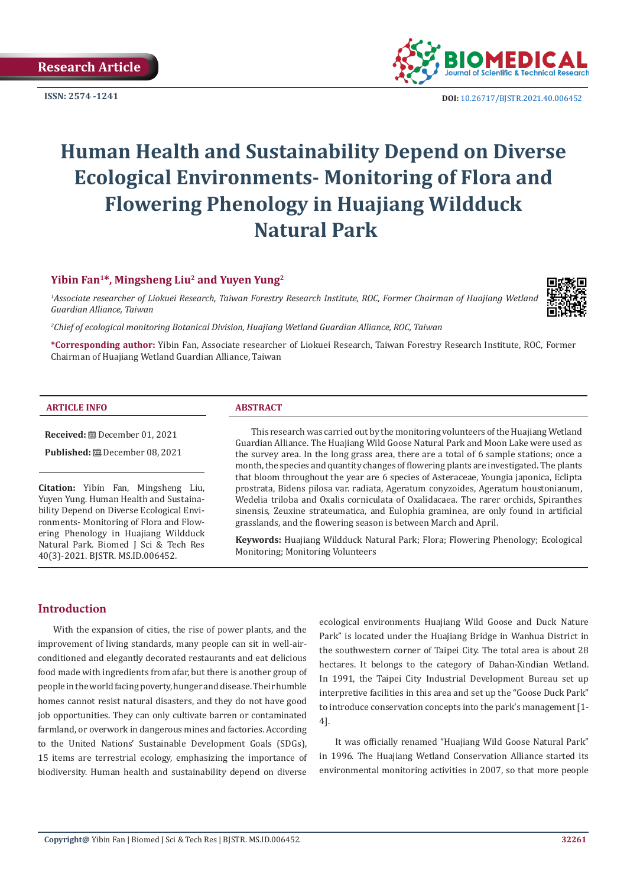Research Article

ISSN: 2574 -1241

DOI: 10.26717/BJSTR.2021.40.006452

# Human Health and Sustainability Depend on Diverse Ecological Environments- Monitoring of Flora and Flowering Phenology in Huajiang Wildduck Natural Park

**Yibin Fan[1]\*, Mingsheng Liu[2] and Yuyen Yung[2]**

[1]*Associate researcher of Liokuei Research, Taiwan Forestry Research Institute, ROC, Former Chairman of Huajiang Wetland Guardian Alliance, Taiwan*

[2]*Chief of ecological monitoring Botanical Division, Huajiang Wetland Guardian Alliance, ROC, Taiwan*

**\*Corresponding author:** Yibin Fan, Associate researcher of Liokuei Research, Taiwan Forestry Research Institute, ROC, Former Chairman of Huajiang Wetland Guardian Alliance, Taiwan

**ARTICLE INFO**

**Received:** December 01, 2021

**Published:** December 08, 2021

**Citation:** Yibin Fan, Mingsheng Liu, Yuyen Yung. Human Health and Sustainability Depend on Diverse Ecological Environments- Monitoring of Flora and Flowering Phenology in Huajiang Wildduck Natural Park. Biomed J Sci & Tech Res 40(3)-2021. BJSTR. MS.ID.006452.

**ABSTRACT**

This research was carried out by the monitoring volunteers of the Huajiang Wetland Guardian Alliance. The Huajiang Wild Goose Natural Park and Moon Lake were used as the survey area. In the long grass area, there are a total of 6 sample stations; once a month, the species and quantity changes of flowering plants are investigated. The plants that bloom throughout the year are 6 species of Asteraceae, Youngia japonica, Eclipta prostrata, Bidens pilosa var. radiata, Ageratum conyzoides, Ageratum houstonianum, Wedelia triloba and Oxalis corniculata of Oxalidacaea. The rarer orchids, Spiranthes sinensis, Zeuxine strateumatica, and Eulophia graminea, are only found in artificial grasslands, and the flowering season is between March and April.

**Keywords:** Huajiang Wildduck Natural Park; Flora; Flowering Phenology; Ecological Monitoring; Monitoring Volunteers

## Introduction

With the expansion of cities, the rise of power plants, and the improvement of living standards, many people can sit in well-air-conditioned and elegantly decorated restaurants and eat delicious food made with ingredients from afar, but there is another group of people in the world facing poverty, hunger and disease. Their humble homes cannot resist natural disasters, and they do not have good job opportunities. They can only cultivate barren or contaminated farmland, or overwork in dangerous mines and factories. According to the United Nations' Sustainable Development Goals (SDGs), 15 items are terrestrial ecology, emphasizing the importance of biodiversity. Human health and sustainability depend on diverse ecological environments Huajiang Wild Goose and Duck Nature Park" is located under the Huajiang Bridge in Wanhua District in the southwestern corner of Taipei City. The total area is about 28 hectares. It belongs to the category of Dahan-Xindian Wetland. In 1991, the Taipei City Industrial Development Bureau set up interpretive facilities in this area and set up the "Goose Duck Park" to introduce conservation concepts into the park's management [1-4].

It was officially renamed "Huajiang Wild Goose Natural Park" in 1996. The Huajiang Wetland Conservation Alliance started its environmental monitoring activities in 2007, so that more people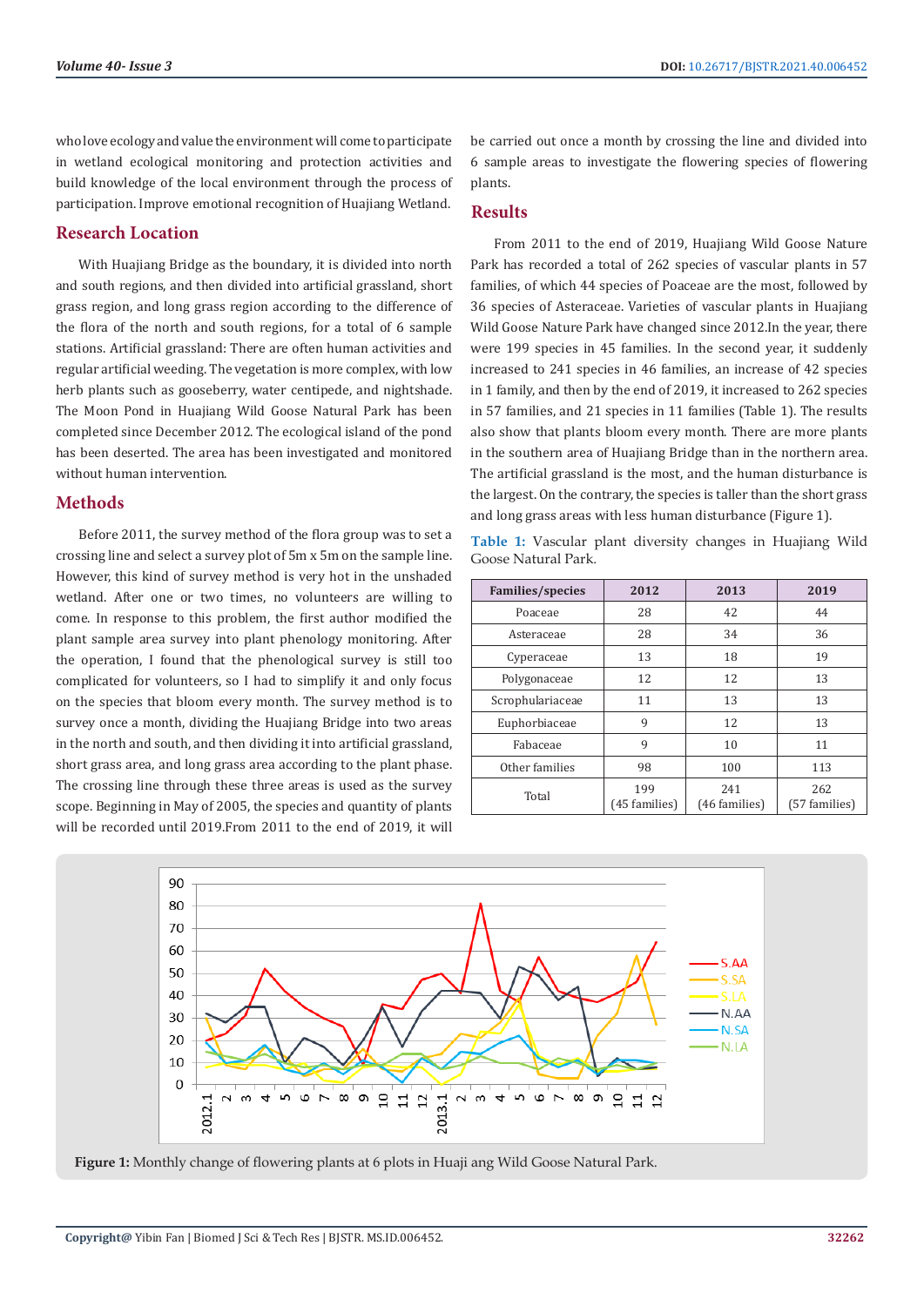who love ecology and value the environment will come to participate in wetland ecological monitoring and protection activities and build knowledge of the local environment through the process of participation. Improve emotional recognition of Huajiang Wetland.

## Research Location

With Huajiang Bridge as the boundary, it is divided into north and south regions, and then divided into artificial grassland, short grass region, and long grass region according to the difference of the flora of the north and south regions, for a total of 6 sample stations. Artificial grassland: There are often human activities and regular artificial weeding. The vegetation is more complex, with low herb plants such as gooseberry, water centipede, and nightshade. The Moon Pond in Huajiang Wild Goose Natural Park has been completed since December 2012. The ecological island of the pond has been deserted. The area has been investigated and monitored without human intervention.

## Methods

Before 2011, the survey method of the flora group was to set a crossing line and select a survey plot of 5m x 5m on the sample line. However, this kind of survey method is very hot in the unshaded wetland. After one or two times, no volunteers are willing to come. In response to this problem, the first author modified the plant sample area survey into plant phenology monitoring. After the operation, I found that the phenological survey is still too complicated for volunteers, so I had to simplify it and only focus on the species that bloom every month. The survey method is to survey once a month, dividing the Huajiang Bridge into two areas in the north and south, and then dividing it into artificial grassland, short grass area, and long grass area according to the plant phase. The crossing line through these three areas is used as the survey scope. Beginning in May of 2005, the species and quantity of plants will be recorded until 2019.From 2011 to the end of 2019, it will be carried out once a month by crossing the line and divided into 6 sample areas to investigate the flowering species of flowering plants.

## Results

From 2011 to the end of 2019, Huajiang Wild Goose Nature Park has recorded a total of 262 species of vascular plants in 57 families, of which 44 species of Poaceae are the most, followed by 36 species of Asteraceae. Varieties of vascular plants in Huajiang Wild Goose Nature Park have changed since 2012.In the year, there were 199 species in 45 families. In the second year, it suddenly increased to 241 species in 46 families, an increase of 42 species in 1 family, and then by the end of 2019, it increased to 262 species in 57 families, and 21 species in 11 families (Table 1). The results also show that plants bloom every month. There are more plants in the southern area of Huajiang Bridge than in the northern area. The artificial grassland is the most, and the human disturbance is the largest. On the contrary, the species is taller than the short grass and long grass areas with less human disturbance (Figure 1).

**Table 1:** Vascular plant diversity changes in Huajiang Wild Goose Natural Park.

| Families/species | 2012 | 2013 | 2019 |
|---|---|---|---|
| Poaceae | 28 | 42 | 44 |
| Asteraceae | 28 | 34 | 36 |
| Cyperaceae | 13 | 18 | 19 |
| Polygonaceae | 12 | 12 | 13 |
| Scrophulariaceae | 11 | 13 | 13 |
| Euphorbiaceae | 9 | 12 | 13 |
| Fabaceae | 9 | 10 | 11 |
| Other families | 98 | 100 | 113 |
| Total | 199 (45 families) | 241 (46 families) | 262 (57 families) |

**Figure 1:** Monthly change of flowering plants at 6 plots in Huaji ang Wild Goose Natural Park.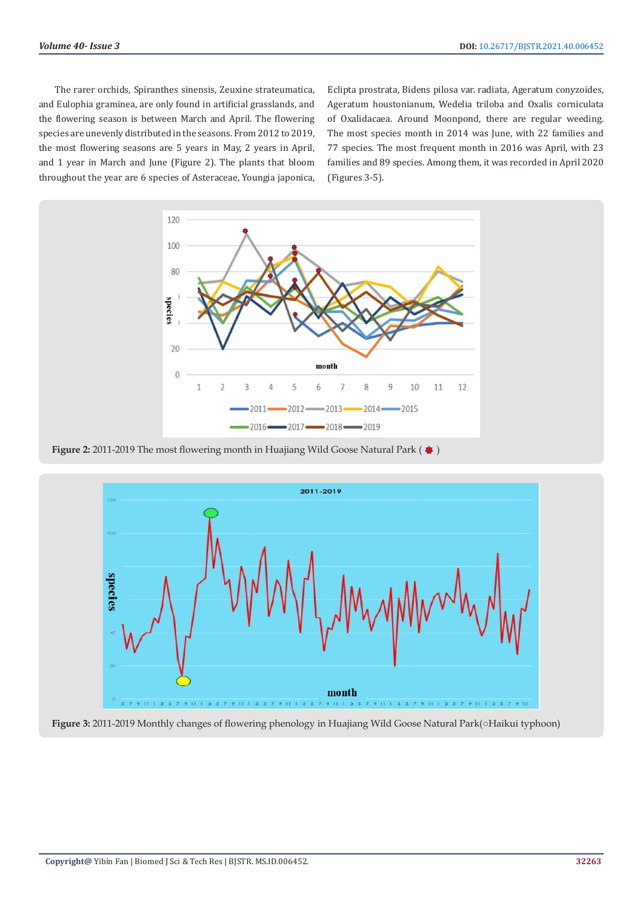The rarer orchids, Spiranthes sinensis, Zeuxine strateumatica, and Eulophia graminea, are only found in artificial grasslands, and the flowering season is between March and April. The flowering species are unevenly distributed in the seasons. From 2012 to 2019, the most flowering seasons are 5 years in May, 2 years in April, and 1 year in March and June (Figure 2). The plants that bloom throughout the year are 6 species of Asteraceae, Youngia japonica, Eclipta prostrata, Bidens pilosa var. radiata, Ageratum conyzoides, Ageratum houstonianum, Wedelia triloba and Oxalis corniculata of Oxalidacaea. Around Moonpond, there are regular weeding. The most species month in 2014 was June, with 22 families and 77 species. The most frequent month in 2016 was April, with 23 families and 89 species. Among them, it was recorded in April 2020 (Figures 3-5).

**Figure 2:** 2011-2019 The most flowering month in Huajiang Wild Goose Natural Park ( ✹ )

**Figure 3:** 2011-2019 Monthly changes of flowering phenology in Huajiang Wild Goose Natural Park(○Haikui typhoon)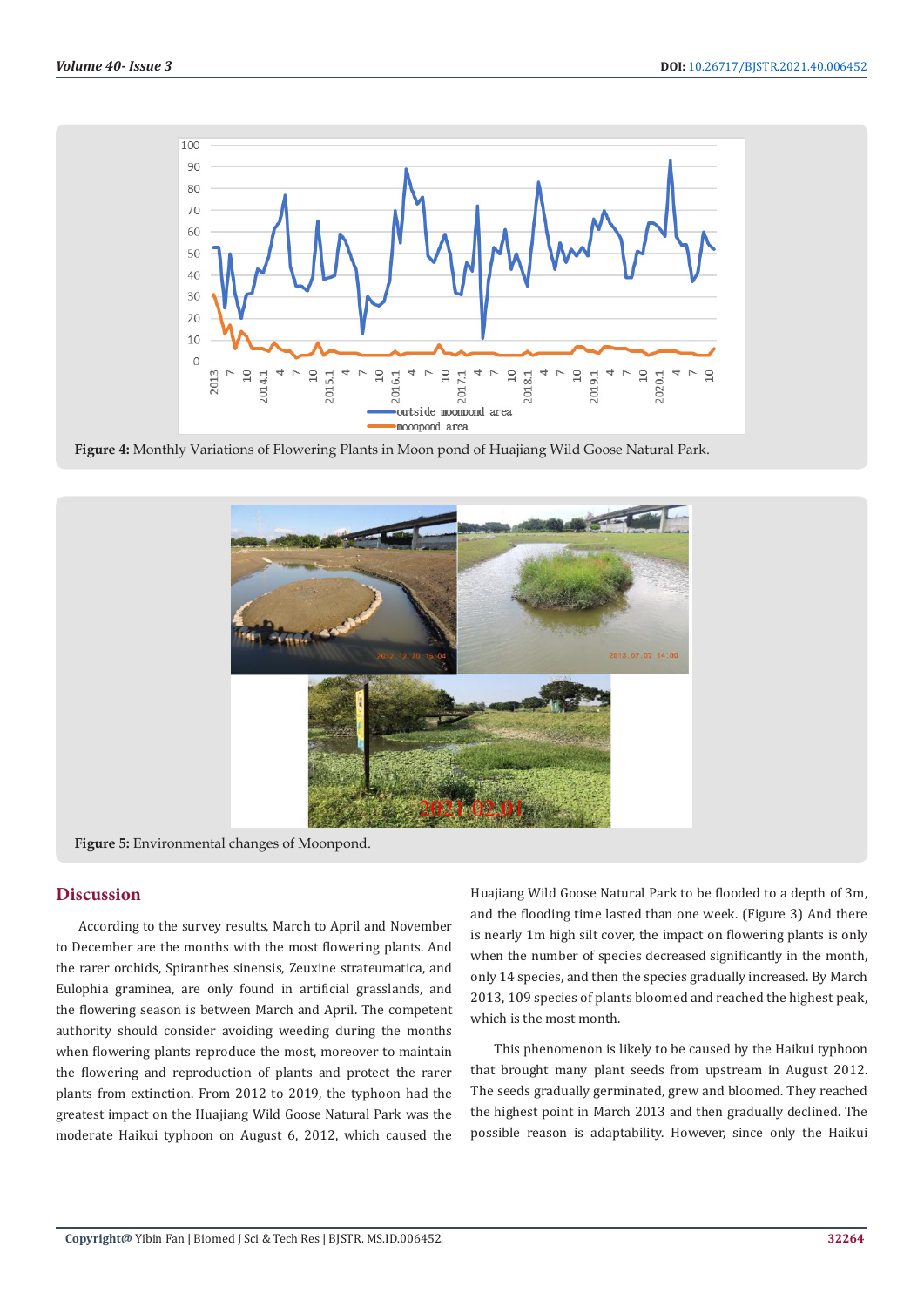Figure 4: Monthly Variations of Flowering Plants in Moon pond of Huajiang Wild Goose Natural Park.

Figure 5: Environmental changes of Moonpond.

## Discussion

According to the survey results, March to April and November to December are the months with the most flowering plants. And the rarer orchids, Spiranthes sinensis, Zeuxine strateumatica, and Eulophia graminea, are only found in artificial grasslands, and the flowering season is between March and April. The competent authority should consider avoiding weeding during the months when flowering plants reproduce the most, moreover to maintain the flowering and reproduction of plants and protect the rarer plants from extinction. From 2012 to 2019, the typhoon had the greatest impact on the Huajiang Wild Goose Natural Park was the moderate Haikui typhoon on August 6, 2012, which caused the Huajiang Wild Goose Natural Park to be flooded to a depth of 3m, and the flooding time lasted than one week. (Figure 3) And there is nearly 1m high silt cover, the impact on flowering plants is only when the number of species decreased significantly in the month, only 14 species, and then the species gradually increased. By March 2013, 109 species of plants bloomed and reached the highest peak, which is the most month.

This phenomenon is likely to be caused by the Haikui typhoon that brought many plant seeds from upstream in August 2012. The seeds gradually germinated, grew and bloomed. They reached the highest point in March 2013 and then gradually declined. The possible reason is adaptability. However, since only the Haikui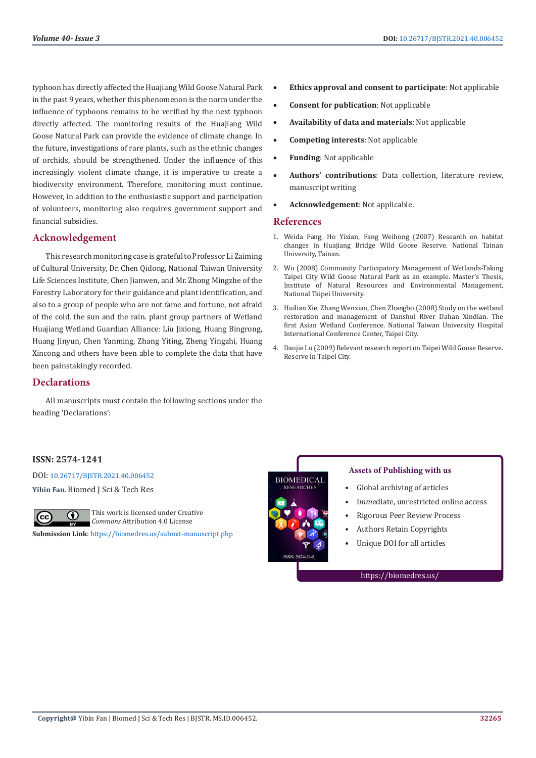typhoon has directly affected the Huajiang Wild Goose Natural Park in the past 9 years, whether this phenomenon is the norm under the influence of typhoons remains to be verified by the next typhoon directly affected. The monitoring results of the Huajiang Wild Goose Natural Park can provide the evidence of climate change. In the future, investigations of rare plants, such as the ethnic changes of orchids, should be strengthened. Under the influence of this increasingly violent climate change, it is imperative to create a biodiversity environment. Therefore, monitoring must continue. However, in addition to the enthusiastic support and participation of volunteers, monitoring also requires government support and financial subsidies.

## Acknowledgement

This research monitoring case is grateful to Professor Li Zaiming of Cultural University, Dr. Chen Qidong, National Taiwan University Life Sciences Institute, Chen Jianwen, and Mr. Zhong Mingzhe of the Forestry Laboratory for their guidance and plant identification, and also to a group of people who are not fame and fortune, not afraid of the cold, the sun and the rain. plant group partners of Wetland Huajiang Wetland Guardian Alliance: Liu Jixiong, Huang Bingrong, Huang Jinyun, Chen Yanming, Zhang Yiting, Zheng Yingzhi, Huang Xincong and others have been able to complete the data that have been painstakingly recorded.

## Declarations

All manuscripts must contain the following sections under the heading 'Declarations':

- **Ethics approval and consent to participate**: Not applicable
- **Consent for publication**: Not applicable
- **Availability of data and materials**: Not applicable
- **Competing interests**: Not applicable
- **Funding**: Not applicable
- **Authors' contributions**: Data collection, literature review, manuscript writing
- **Acknowledgement**: Not applicable.

## References

1. Weida Fang, Ho Yixian, Fang Weihong (2007) Research on habitat changes in Huajiang Bridge Wild Goose Reserve. National Tainan University, Tainan.
2. Wu (2008) Community Participatory Management of Wetlands-Taking Taipei City Wild Goose Natural Park as an example. Master's Thesis, Institute of Natural Resources and Environmental Management, National Taipei University.
3. Huilian Xie, Zhang Wenxian, Chen Zhangbo (2008) Study on the wetland restoration and management of Danshui River Dahan Xindian. The first Asian Wetland Conference. National Taiwan University Hospital International Conference Center, Taipei City.
4. Daojie Lu (2009) Relevant research report on Taipei Wild Goose Reserve. Reserve in Taipei City.

**ISSN: 2574-1241**

DOI: 10.26717/BJSTR.2021.40.006452

**Yibin Fan.** Biomed J Sci & Tech Res

This work is licensed under Creative *Commons* Attribution 4.0 License

**Submission Link**: https://biomedres.us/submit-manuscript.php

**Assets of Publishing with us**

- Global archiving of articles
- Immediate, unrestricted online access
- Rigorous Peer Review Process
- Authors Retain Copyrights
- Unique DOI for all articles

https://biomedres.us/